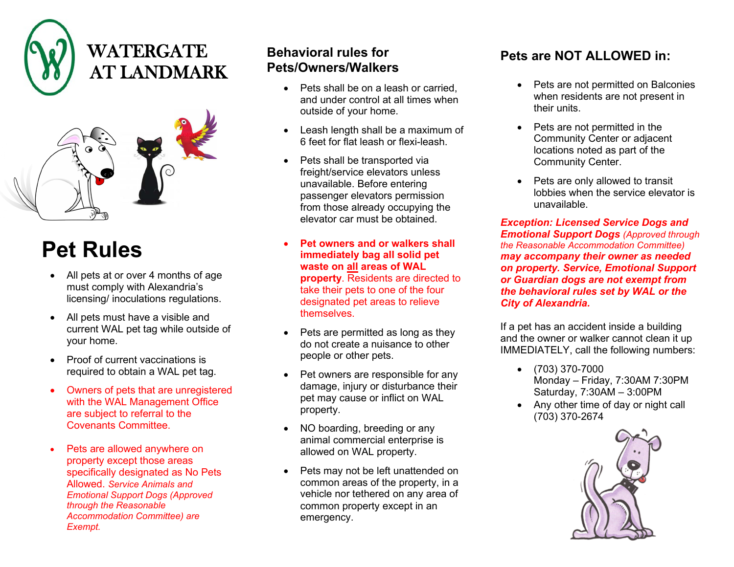WATERGATE AT LANDMARK

# Pet Rules

- All pets at or over 4 months of age must comply with Alexandria's licensing/ inoculations regulations.
- All pets must have a visible and current WAL pet tag while outside of your home.
- Proof of current vaccinations is required to obtain a WAL pet tag.
- Owners of pets that are unregistered with the WAL Management Office are subject to referral to the Covenants Committee.
- Pets are allowed anywhere on property except those areas specifically designated as No Pets Allowed. *Service Animals and Emotional Support Dogs (Approved through the Reasonable Accommodation Committee) are Exempt.*

## Behavioral rules for Pets/Owners/Walkers

- Pets shall be on a leash or carried, and under control at all times when outside of your home.
- Leash length shall be a maximum of 6 feet for flat leash or flexi-leash.
- Pets shall be transported via freight/service elevators unless unavailable. Before entering passenger elevators permission from those already occupying the elevator car must be obtained.
- **Pet owners and or walkers shall immediately bag all solid pet waste on <u>all</u> areas of WAL property**. Residents are directed to take their pets to one of the four designated pet areas to relieve themselves.
- Pets are permitted as long as they do not create a nuisance to other people or other pets.
- Pet owners are responsible for any damage, injury or disturbance their pet may cause or inflict on WAL property.
- NO boarding, breeding or any animal commercial enterprise is allowed on WAL property.
- Pets may not be left unattended on common areas of the property, in a vehicle nor tethered on any area of common property except in an emergency.

## Pets are NOT ALLOWED in:

- Pets are not permitted on Balconies when residents are not present in their units.
- Pets are not permitted in the Community Center or adjacent locations noted as part of the Community Center.
- Pets are only allowed to transit lobbies when the service elevator is unavailable.

***Exception: Licensed Service Dogs and Emotional Support Dogs*** *(Approved through the Reasonable Accommodation Committee)* ***may accompany their owner as needed on property. Service, Emotional Support or Guardian dogs are not exempt from the behavioral rules set by WAL or the City of Alexandria.***

If a pet has an accident inside a building and the owner or walker cannot clean it up IMMEDIATELY, call the following numbers:

- (703) 370-7000
  Monday – Friday, 7:30AM 7:30PM
  Saturday, 7:30AM – 3:00PM
- Any other time of day or night call (703) 370-2674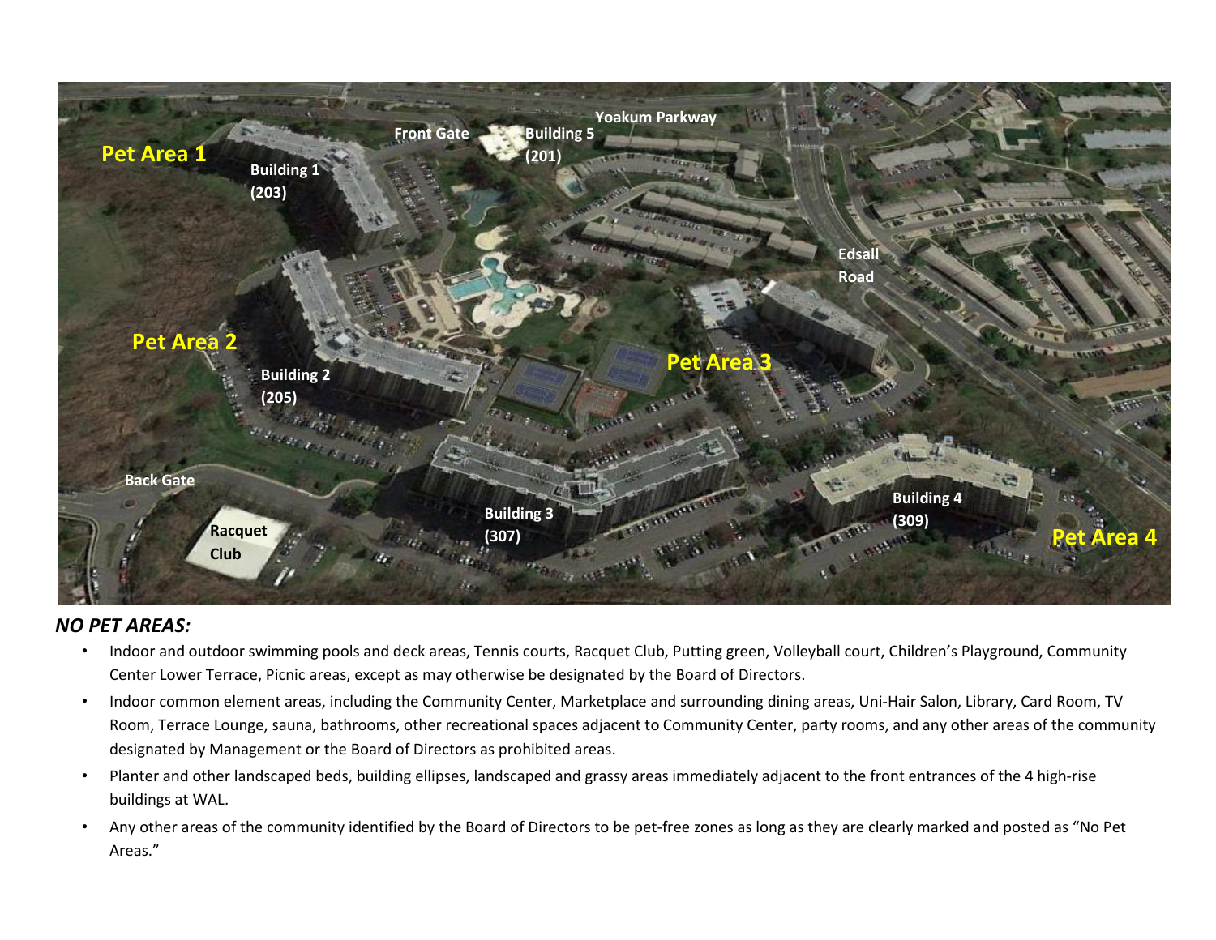Pet Area 1

Building 1 (203)

Front Gate

Building 5 (201)

Yoakum Parkway

Edsall Road

Pet Area 2

Building 2 (205)

Pet Area 3

Back Gate

Racquet Club

Building 3 (307)

Building 4 (309)

Pet Area 4

***NO PET AREAS:***

- Indoor and outdoor swimming pools and deck areas, Tennis courts, Racquet Club, Putting green, Volleyball court, Children's Playground, Community Center Lower Terrace, Picnic areas, except as may otherwise be designated by the Board of Directors.
- Indoor common element areas, including the Community Center, Marketplace and surrounding dining areas, Uni-Hair Salon, Library, Card Room, TV Room, Terrace Lounge, sauna, bathrooms, other recreational spaces adjacent to Community Center, party rooms, and any other areas of the community designated by Management or the Board of Directors as prohibited areas.
- Planter and other landscaped beds, building ellipses, landscaped and grassy areas immediately adjacent to the front entrances of the 4 high-rise buildings at WAL.
- Any other areas of the community identified by the Board of Directors to be pet-free zones as long as they are clearly marked and posted as "No Pet Areas."